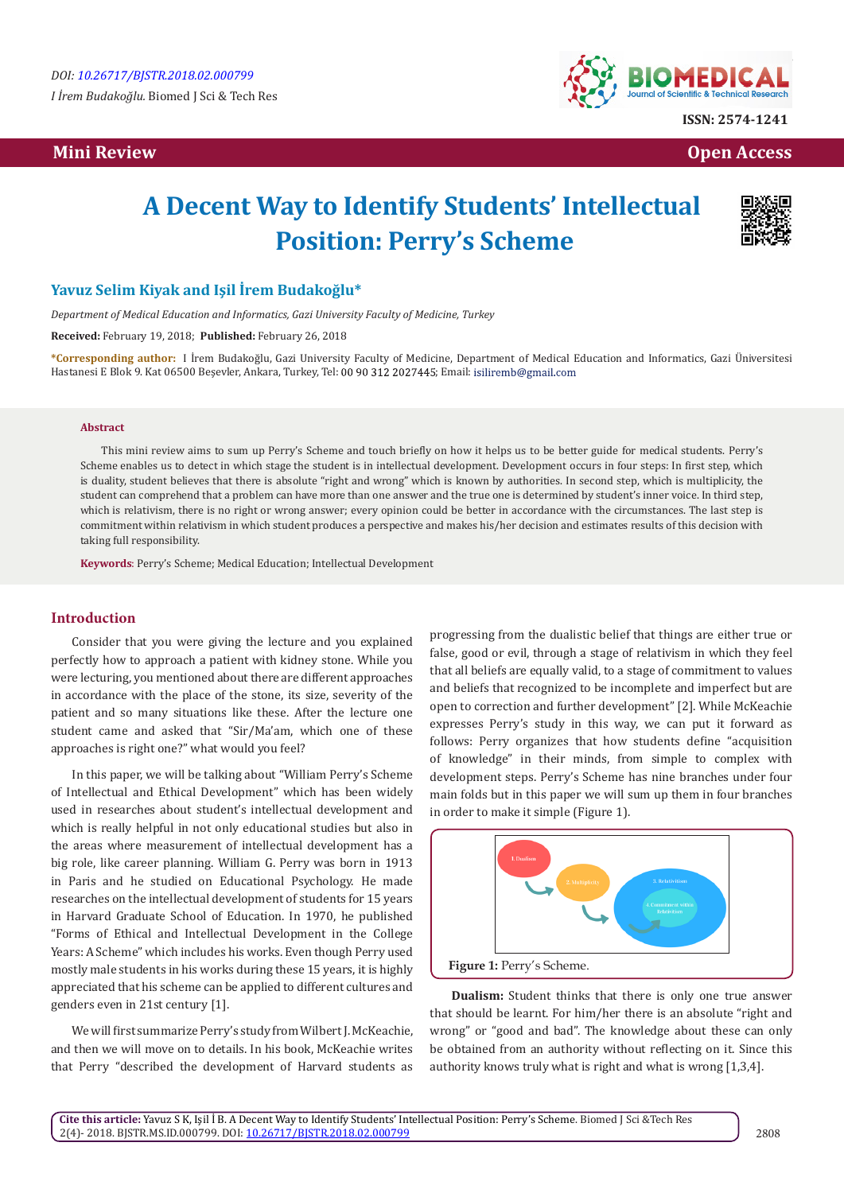DOI: 10.26717/BJSTR.2018.02.000799

I İrem Budakoğlu. Biomed J Sci & Tech Res

ISSN: 2574-1241

Mini Review

Open Access

# A Decent Way to Identify Students' Intellectual Position: Perry's Scheme

**Yavuz Selim Kiyak and Işil İrem Budakoğlu***

*Department of Medical Education and Informatics, Gazi University Faculty of Medicine, Turkey*

**Received:** February 19, 2018; **Published:** February 26, 2018

***Corresponding author:** I İrem Budakoğlu, Gazi University Faculty of Medicine, Department of Medical Education and Informatics, Gazi Üniversitesi Hastanesi E Blok 9. Kat 06500 Beşevler, Ankara, Turkey, Tel: 00 90 312 2027445; Email: isiliremb@gmail.com

## Abstract

This mini review aims to sum up Perry's Scheme and touch briefly on how it helps us to be better guide for medical students. Perry's Scheme enables us to detect in which stage the student is in intellectual development. Development occurs in four steps: In first step, which is duality, student believes that there is absolute "right and wrong" which is known by authorities. In second step, which is multiplicity, the student can comprehend that a problem can have more than one answer and the true one is determined by student's inner voice. In third step, which is relativism, there is no right or wrong answer; every opinion could be better in accordance with the circumstances. The last step is commitment within relativism in which student produces a perspective and makes his/her decision and estimates results of this decision with taking full responsibility.

**Keywords**: Perry's Scheme; Medical Education; Intellectual Development

## Introduction

Consider that you were giving the lecture and you explained perfectly how to approach a patient with kidney stone. While you were lecturing, you mentioned about there are different approaches in accordance with the place of the stone, its size, severity of the patient and so many situations like these. After the lecture one student came and asked that "Sir/Ma'am, which one of these approaches is right one?" what would you feel?

In this paper, we will be talking about "William Perry's Scheme of Intellectual and Ethical Development" which has been widely used in researches about student's intellectual development and which is really helpful in not only educational studies but also in the areas where measurement of intellectual development has a big role, like career planning. William G. Perry was born in 1913 in Paris and he studied on Educational Psychology. He made researches on the intellectual development of students for 15 years in Harvard Graduate School of Education. In 1970, he published "Forms of Ethical and Intellectual Development in the College Years: A Scheme" which includes his works. Even though Perry used mostly male students in his works during these 15 years, it is highly appreciated that his scheme can be applied to different cultures and genders even in 21st century [1].

We will first summarize Perry's study from Wilbert J. McKeachie, and then we will move on to details. In his book, McKeachie writes that Perry "described the development of Harvard students as progressing from the dualistic belief that things are either true or false, good or evil, through a stage of relativism in which they feel that all beliefs are equally valid, to a stage of commitment to values and beliefs that recognized to be incomplete and imperfect but are open to correction and further development" [2]. While McKeachie expresses Perry's study in this way, we can put it forward as follows: Perry organizes that how students define "acquisition of knowledge" in their minds, from simple to complex with development steps. Perry's Scheme has nine branches under four main folds but in this paper we will sum up them in four branches in order to make it simple (Figure 1).

1. Dualism
2. Multiplicity
3. Relativism
4. Commitment within Relativism

**Figure 1:** Perry's Scheme.

**Dualism:** Student thinks that there is only one true answer that should be learnt. For him/her there is an absolute "right and wrong" or "good and bad". The knowledge about these can only be obtained from an authority without reflecting on it. Since this authority knows truly what is right and what is wrong [1,3,4].

**Cite this article:** Yavuz S K, Işil İ B. A Decent Way to Identify Students' Intellectual Position: Perry's Scheme. Biomed J Sci &Tech Res 2(4)- 2018. BJSTR.MS.ID.000799. DOI: 10.26717/BJSTR.2018.02.000799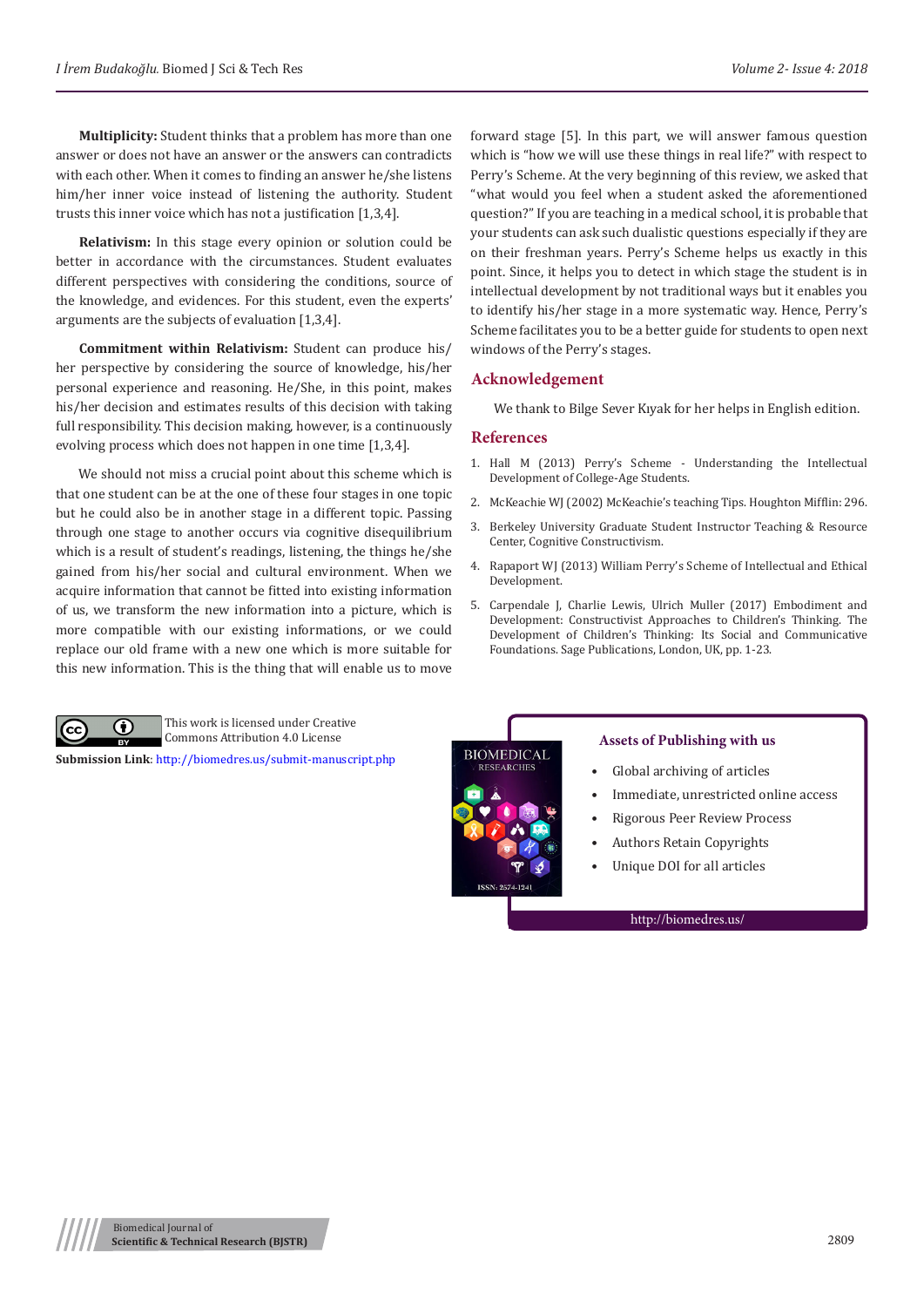**Multiplicity:** Student thinks that a problem has more than one answer or does not have an answer or the answers can contradicts with each other. When it comes to finding an answer he/she listens him/her inner voice instead of listening the authority. Student trusts this inner voice which has not a justification [1,3,4].

**Relativism:** In this stage every opinion or solution could be better in accordance with the circumstances. Student evaluates different perspectives with considering the conditions, source of the knowledge, and evidences. For this student, even the experts' arguments are the subjects of evaluation [1,3,4].

**Commitment within Relativism:** Student can produce his/her perspective by considering the source of knowledge, his/her personal experience and reasoning. He/She, in this point, makes his/her decision and estimates results of this decision with taking full responsibility. This decision making, however, is a continuously evolving process which does not happen in one time [1,3,4].

We should not miss a crucial point about this scheme which is that one student can be at the one of these four stages in one topic but he could also be in another stage in a different topic. Passing through one stage to another occurs via cognitive disequilibrium which is a result of student's readings, listening, the things he/she gained from his/her social and cultural environment. When we acquire information that cannot be fitted into existing information of us, we transform the new information into a picture, which is more compatible with our existing informations, or we could replace our old frame with a new one which is more suitable for this new information. This is the thing that will enable us to move forward stage [5]. In this part, we will answer famous question which is "how we will use these things in real life?" with respect to Perry's Scheme. At the very beginning of this review, we asked that "what would you feel when a student asked the aforementioned question?" If you are teaching in a medical school, it is probable that your students can ask such dualistic questions especially if they are on their freshman years. Perry's Scheme helps us exactly in this point. Since, it helps you to detect in which stage the student is in intellectual development by not traditional ways but it enables you to identify his/her stage in a more systematic way. Hence, Perry's Scheme facilitates you to be a better guide for students to open next windows of the Perry's stages.

## Acknowledgement

We thank to Bilge Sever Kıyak for her helps in English edition.

## References

1. Hall M (2013) Perry's Scheme - Understanding the Intellectual Development of College-Age Students.
2. McKeachie WJ (2002) McKeachie's teaching Tips. Houghton Mifflin: 296.
3. Berkeley University Graduate Student Instructor Teaching & Resource Center, Cognitive Constructivism.
4. Rapaport WJ (2013) William Perry's Scheme of Intellectual and Ethical Development.
5. Carpendale J, Charlie Lewis, Ulrich Muller (2017) Embodiment and Development: Constructivist Approaches to Children's Thinking. The Development of Children's Thinking: Its Social and Communicative Foundations. Sage Publications, London, UK, pp. 1-23.

This work is licensed under Creative Commons Attribution 4.0 License

**Submission Link**: http://biomedres.us/submit-manuscript.php

### Assets of Publishing with us

- Global archiving of articles
- Immediate, unrestricted online access
- Rigorous Peer Review Process
- Authors Retain Copyrights
- Unique DOI for all articles

http://biomedres.us/